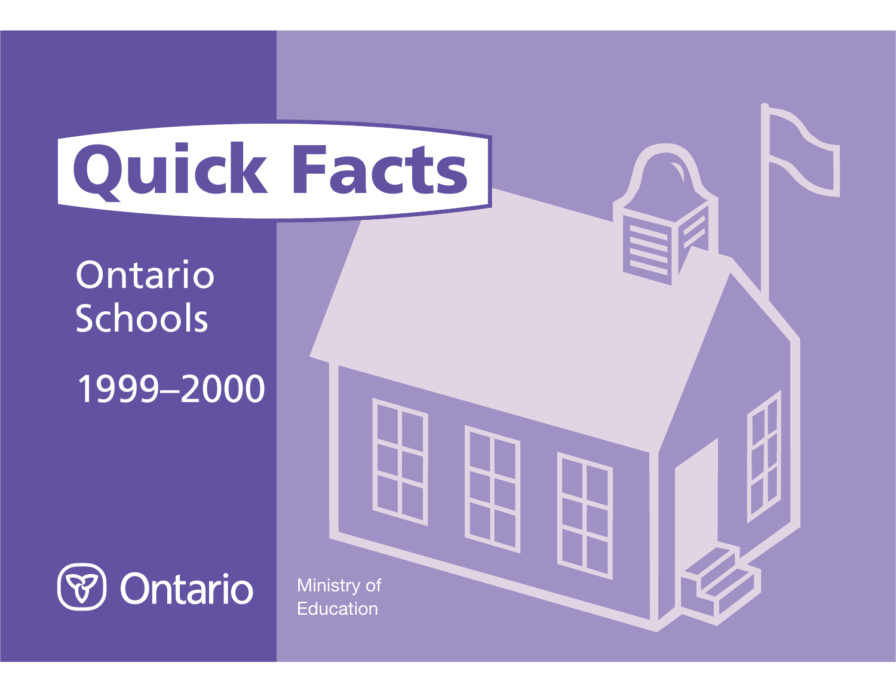# Quick Facts

## Ontario Schools

## 1999–2000

Ontario

Ministry of Education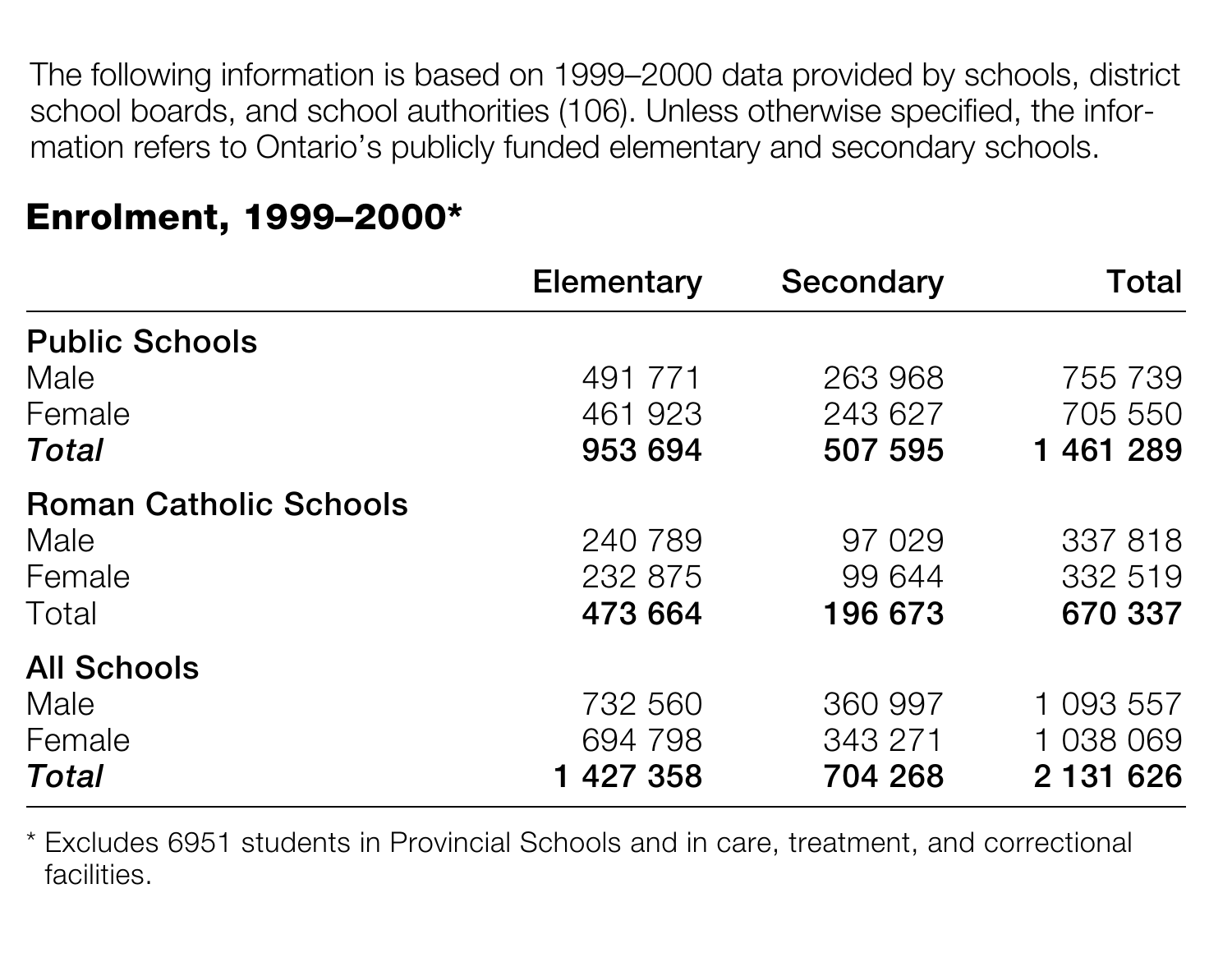The following information is based on 1999–2000 data provided by schools, district school boards, and school authorities (106). Unless otherwise specified, the information refers to Ontario's publicly funded elementary and secondary schools.

## Enrolment, 1999–2000*

| | Elementary | Secondary | Total |
|---|---:|---:|---:|
| **Public Schools** | | | |
| Male | 491 771 | 263 968 | 755 739 |
| Female | 461 923 | 243 627 | 705 550 |
| ***Total*** | **953 694** | **507 595** | **1 461 289** |
| **Roman Catholic Schools** | | | |
| Male | 240 789 | 97 029 | 337 818 |
| Female | 232 875 | 99 644 | 332 519 |
| Total | **473 664** | **196 673** | **670 337** |
| **All Schools** | | | |
| Male | 732 560 | 360 997 | 1 093 557 |
| Female | 694 798 | 343 271 | 1 038 069 |
| ***Total*** | **1 427 358** | **704 268** | **2 131 626** |

* Excludes 6951 students in Provincial Schools and in care, treatment, and correctional facilities.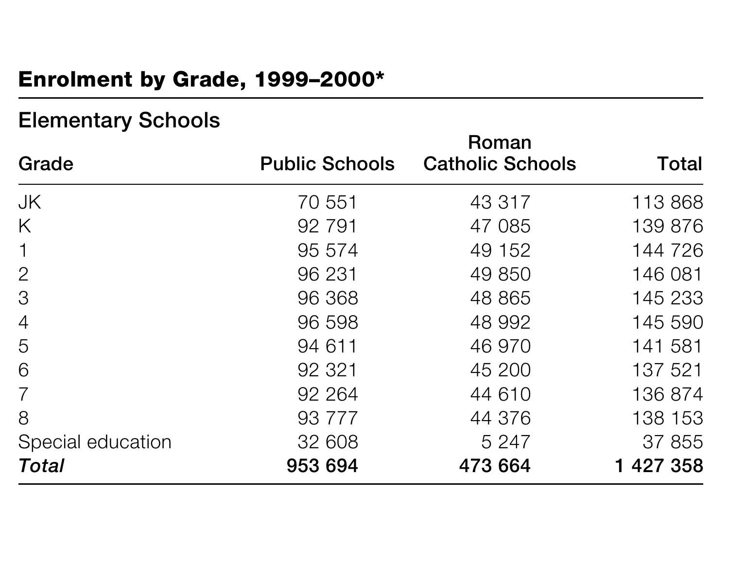## Enrolment by Grade, 1999–2000*

### Elementary Schools

| Grade | Public Schools | Roman Catholic Schools | Total |
|---|---|---|---|
| JK | 70 551 | 43 317 | 113 868 |
| K | 92 791 | 47 085 | 139 876 |
| 1 | 95 574 | 49 152 | 144 726 |
| 2 | 96 231 | 49 850 | 146 081 |
| 3 | 96 368 | 48 865 | 145 233 |
| 4 | 96 598 | 48 992 | 145 590 |
| 5 | 94 611 | 46 970 | 141 581 |
| 6 | 92 321 | 45 200 | 137 521 |
| 7 | 92 264 | 44 610 | 136 874 |
| 8 | 93 777 | 44 376 | 138 153 |
| Special education | 32 608 | 5 247 | 37 855 |
| ***Total*** | **953 694** | **473 664** | **1 427 358** |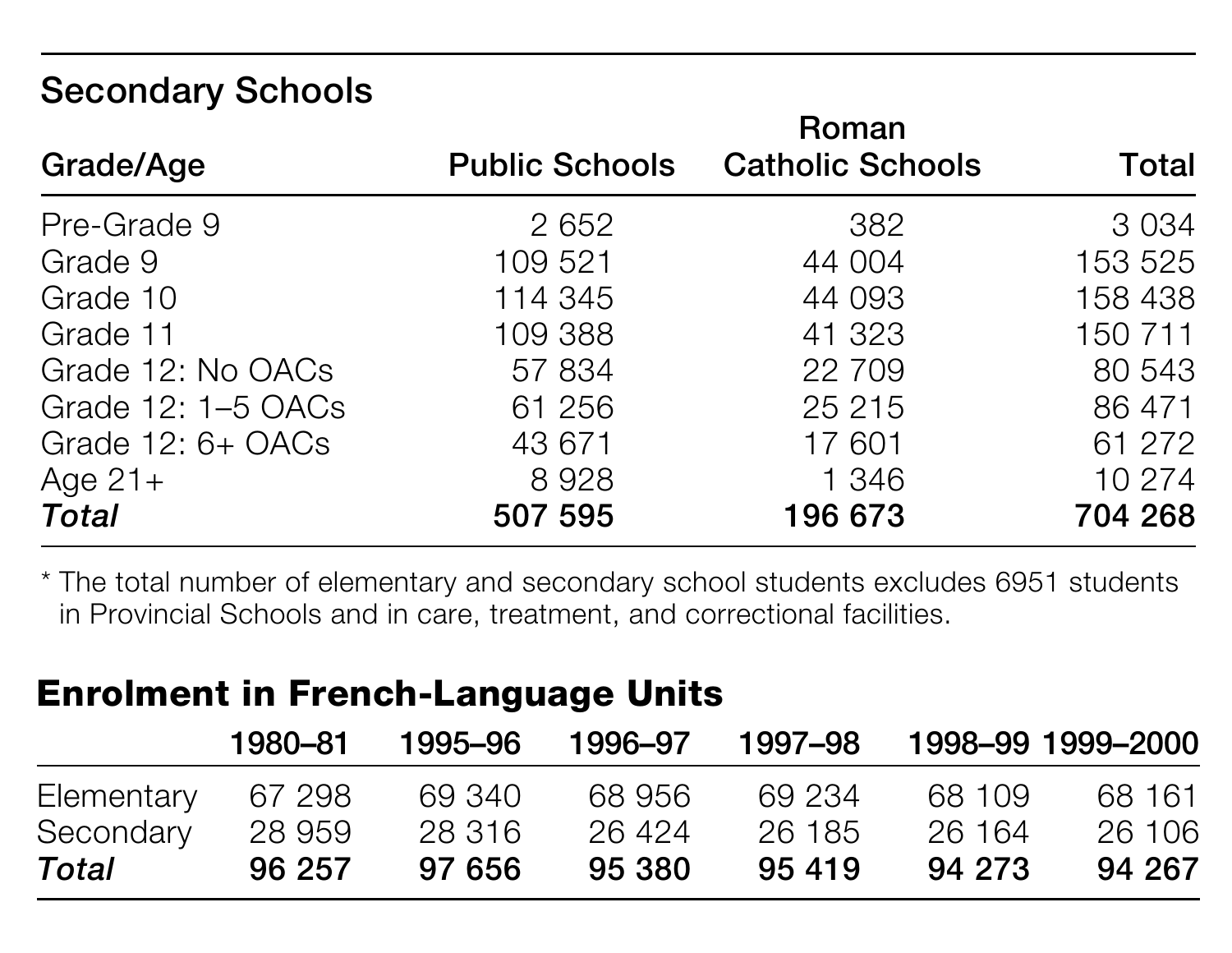## Secondary Schools

| Grade/Age | Public Schools | Roman Catholic Schools | Total |
|---|---|---|---|
| Pre-Grade 9 | 2 652 | 382 | 3 034 |
| Grade 9 | 109 521 | 44 004 | 153 525 |
| Grade 10 | 114 345 | 44 093 | 158 438 |
| Grade 11 | 109 388 | 41 323 | 150 711 |
| Grade 12: No OACs | 57 834 | 22 709 | 80 543 |
| Grade 12: 1–5 OACs | 61 256 | 25 215 | 86 471 |
| Grade 12: 6+ OACs | 43 671 | 17 601 | 61 272 |
| Age 21+ | 8 928 | 1 346 | 10 274 |
| ***Total*** | **507 595** | **196 673** | **704 268** |

* The total number of elementary and secondary school students excludes 6951 students in Provincial Schools and in care, treatment, and correctional facilities.

## Enrolment in French-Language Units

| | 1980–81 | 1995–96 | 1996–97 | 1997–98 | 1998–99 | 1999–2000 |
|---|---|---|---|---|---|---|
| Elementary | 67 298 | 69 340 | 68 956 | 69 234 | 68 109 | 68 161 |
| Secondary | 28 959 | 28 316 | 26 424 | 26 185 | 26 164 | 26 106 |
| ***Total*** | **96 257** | **97 656** | **95 380** | **95 419** | **94 273** | **94 267** |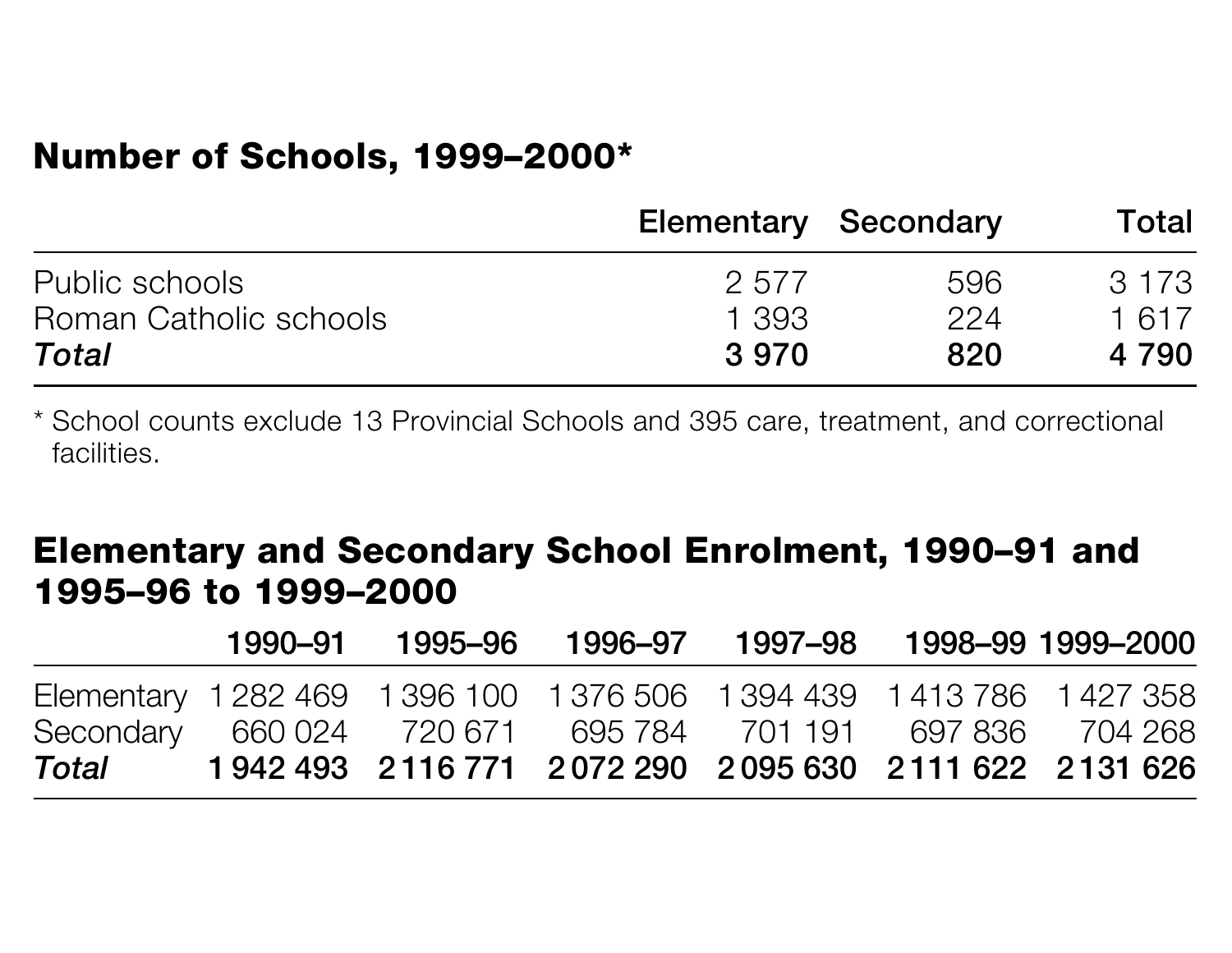## Number of Schools, 1999–2000*

| | Elementary | Secondary | Total |
|---|---|---|---|
| Public schools | 2 577 | 596 | 3 173 |
| Roman Catholic schools | 1 393 | 224 | 1 617 |
| ***Total*** | **3 970** | **820** | **4 790** |

* School counts exclude 13 Provincial Schools and 395 care, treatment, and correctional facilities.

## Elementary and Secondary School Enrolment, 1990–91 and 1995–96 to 1999–2000

| | 1990–91 | 1995–96 | 1996–97 | 1997–98 | 1998–99 | 1999–2000 |
|---|---|---|---|---|---|---|
| Elementary | 1 282 469 | 1 396 100 | 1 376 506 | 1 394 439 | 1 413 786 | 1 427 358 |
| Secondary | 660 024 | 720 671 | 695 784 | 701 191 | 697 836 | 704 268 |
| ***Total*** | **1 942 493** | **2 116 771** | **2 072 290** | **2 095 630** | **2 111 622** | **2 131 626** |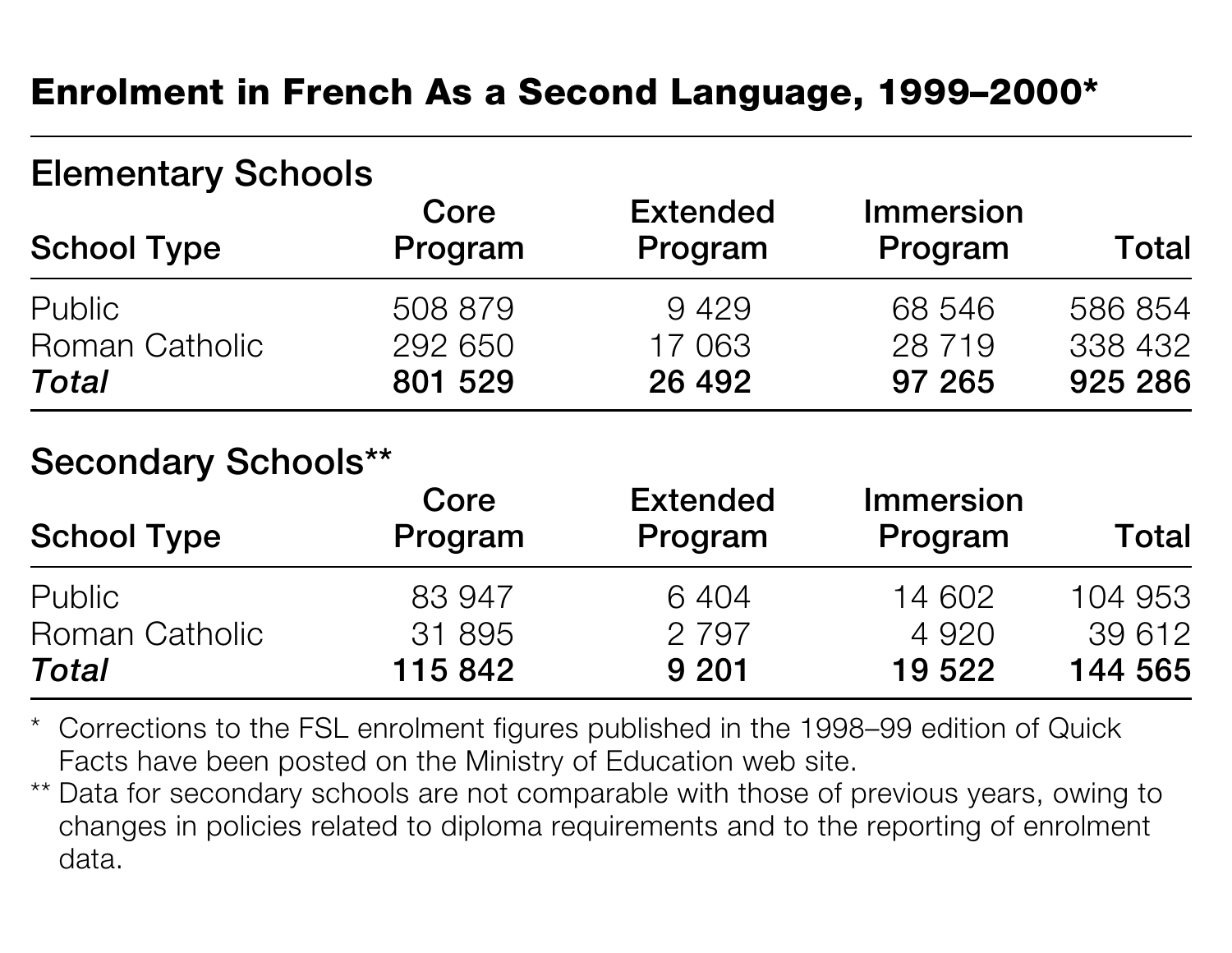# Enrolment in French As a Second Language, 1999–2000*

## Elementary Schools

| School Type | Core Program | Extended Program | Immersion Program | Total |
|---|---|---|---|---|
| Public | 508 879 | 9 429 | 68 546 | 586 854 |
| Roman Catholic | 292 650 | 17 063 | 28 719 | 338 432 |
| ***Total*** | **801 529** | **26 492** | **97 265** | **925 286** |

## Secondary Schools**

| School Type | Core Program | Extended Program | Immersion Program | Total |
|---|---|---|---|---|
| Public | 83 947 | 6 404 | 14 602 | 104 953 |
| Roman Catholic | 31 895 | 2 797 | 4 920 | 39 612 |
| ***Total*** | **115 842** | **9 201** | **19 522** | **144 565** |

\* Corrections to the FSL enrolment figures published in the 1998–99 edition of Quick Facts have been posted on the Ministry of Education web site.

** Data for secondary schools are not comparable with those of previous years, owing to changes in policies related to diploma requirements and to the reporting of enrolment data.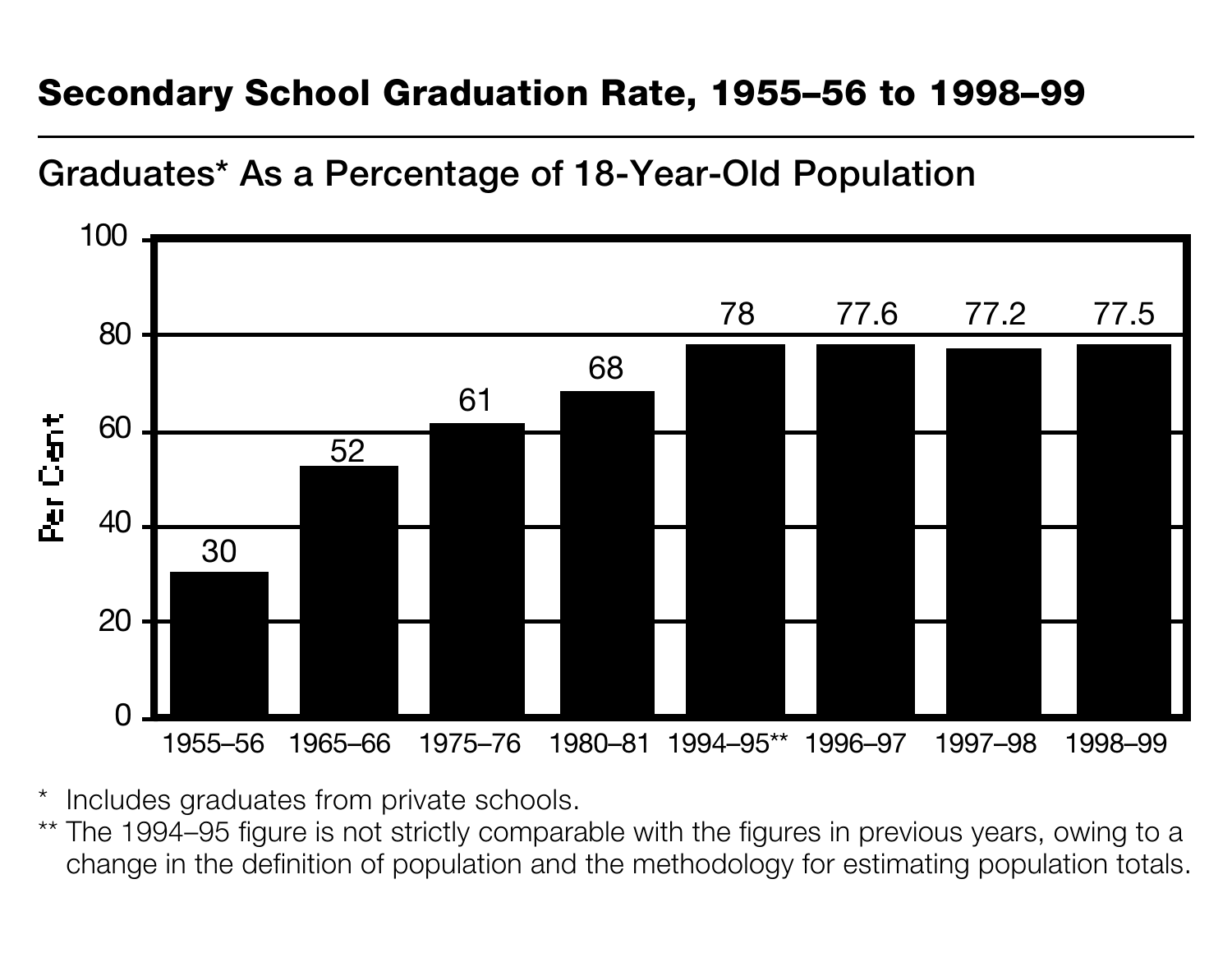## Secondary School Graduation Rate, 1955–56 to 1998–99

### Graduates* As a Percentage of 18-Year-Old Population

| Year | Per Cent |
|---|---|
| 1955–56 | 30 |
| 1965–66 | 52 |
| 1975–76 | 61 |
| 1980–81 | 68 |
| 1994–95** | 78 |
| 1996–97 | 77.6 |
| 1997–98 | 77.2 |
| 1998–99 | 77.5 |

\* Includes graduates from private schools.

** The 1994–95 figure is not strictly comparable with the figures in previous years, owing to a change in the definition of population and the methodology for estimating population totals.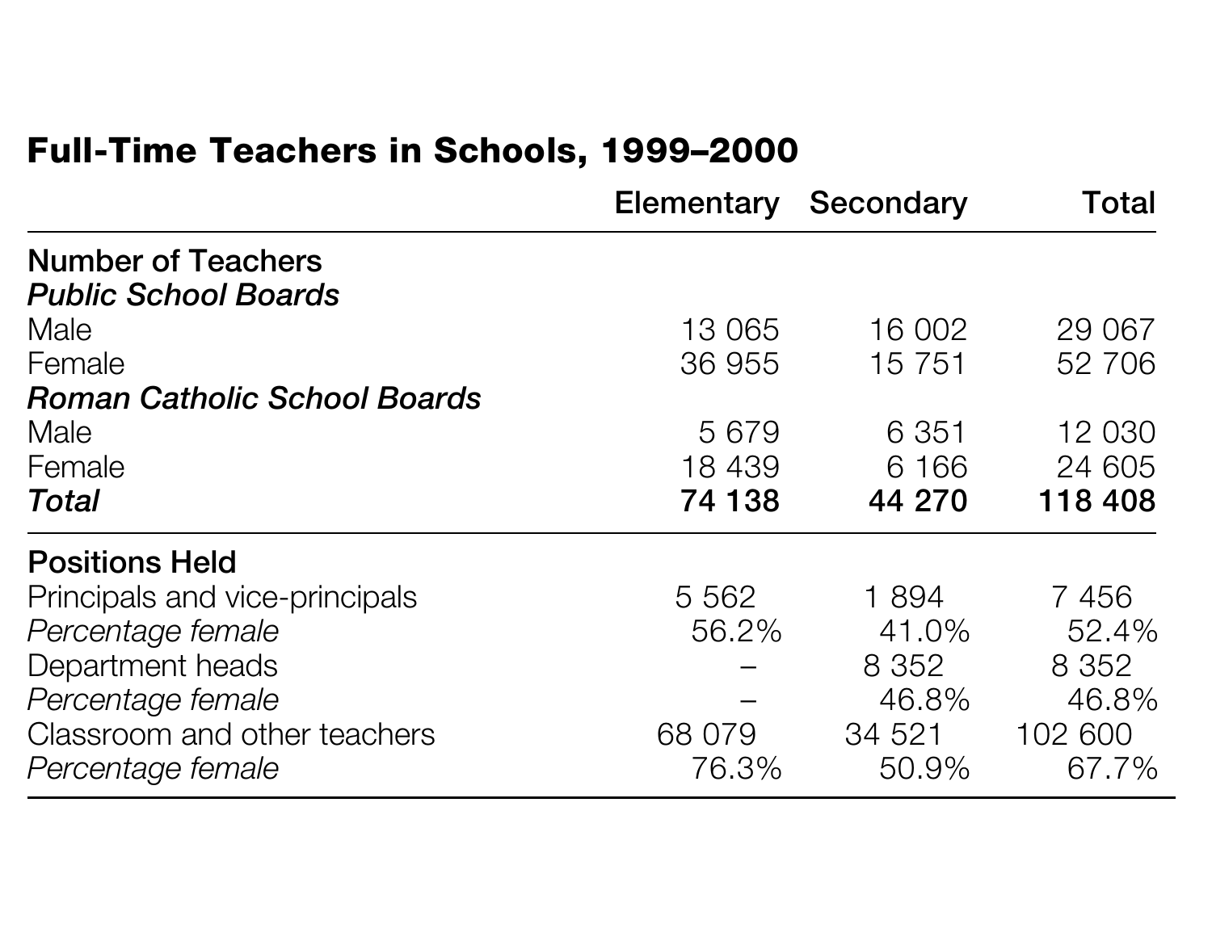## Full-Time Teachers in Schools, 1999–2000

| | Elementary | Secondary | Total |
|---|---|---|---|
| **Number of Teachers** | | | |
| ***Public School Boards*** | | | |
| Male | 13 065 | 16 002 | 29 067 |
| Female | 36 955 | 15 751 | 52 706 |
| ***Roman Catholic School Boards*** | | | |
| Male | 5 679 | 6 351 | 12 030 |
| Female | 18 439 | 6 166 | 24 605 |
| ***Total*** | **74 138** | **44 270** | **118 408** |
| **Positions Held** | | | |
| Principals and vice-principals | 5 562 | 1 894 | 7 456 |
| *Percentage female* | 56.2% | 41.0% | 52.4% |
| Department heads | – | 8 352 | 8 352 |
| *Percentage female* | – | 46.8% | 46.8% |
| Classroom and other teachers | 68 079 | 34 521 | 102 600 |
| *Percentage female* | 76.3% | 50.9% | 67.7% |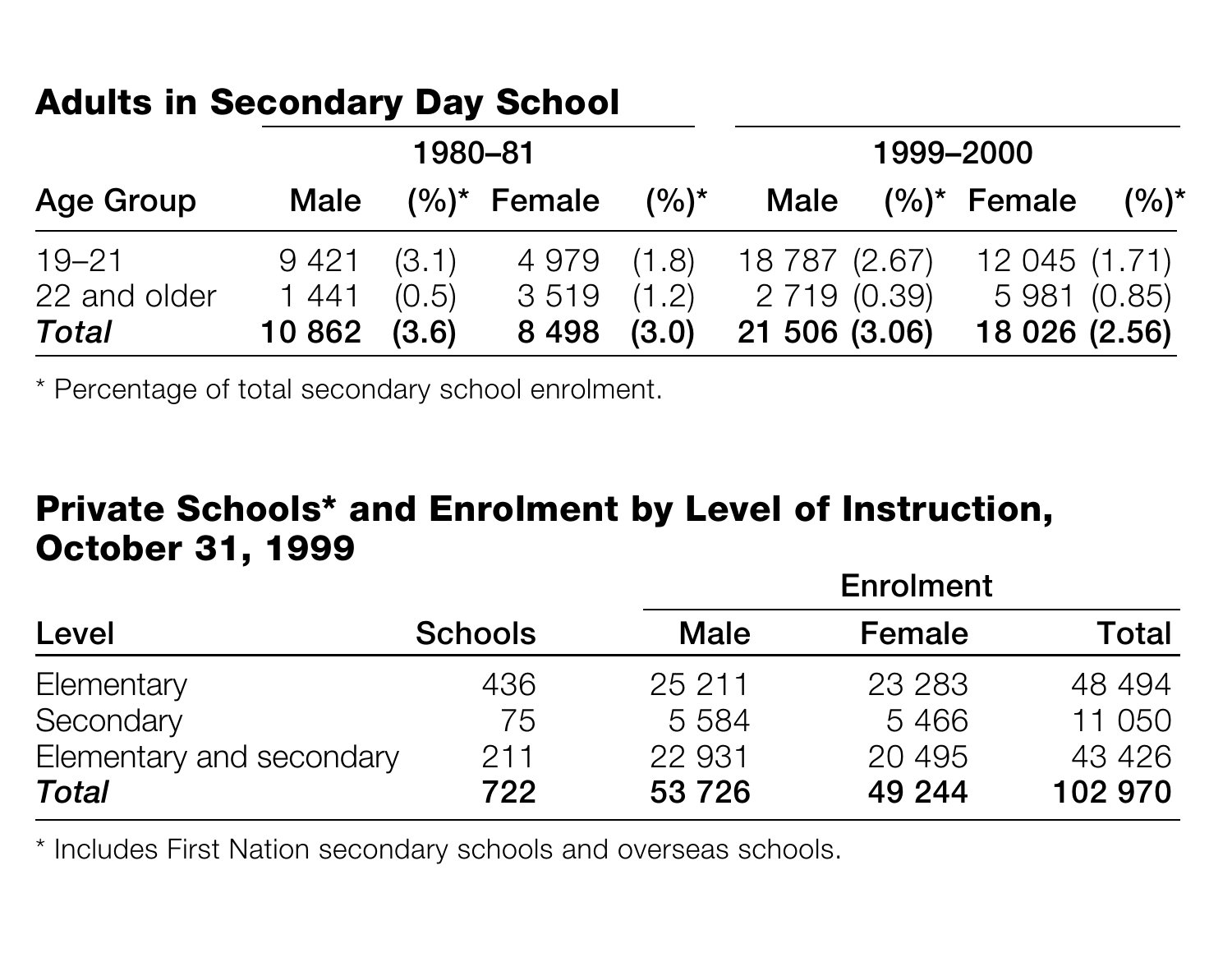## Adults in Secondary Day School

| | 1980–81 | | | | 1999–2000 | | | |
|---|---|---|---|---|---|---|---|---|
| **Age Group** | **Male** | **(%)*** | **Female** | **(%)*** | **Male** | **(%)*** | **Female** | **(%)*** |
| 19–21 | 9 421 | (3.1) | 4 979 | (1.8) | 18 787 | (2.67) | 12 045 | (1.71) |
| 22 and older | 1 441 | (0.5) | 3 519 | (1.2) | 2 719 | (0.39) | 5 981 | (0.85) |
| ***Total*** | **10 862** | **(3.6)** | **8 498** | **(3.0)** | **21 506** | **(3.06)** | **18 026** | **(2.56)** |

* Percentage of total secondary school enrolment.

## Private Schools* and Enrolment by Level of Instruction, October 31, 1999

| | | Enrolment | | |
|---|---|---|---|---|
| **Level** | **Schools** | **Male** | **Female** | **Total** |
| Elementary | 436 | 25 211 | 23 283 | 48 494 |
| Secondary | 75 | 5 584 | 5 466 | 11 050 |
| Elementary and secondary | 211 | 22 931 | 20 495 | 43 426 |
| ***Total*** | **722** | **53 726** | **49 244** | **102 970** |

* Includes First Nation secondary schools and overseas schools.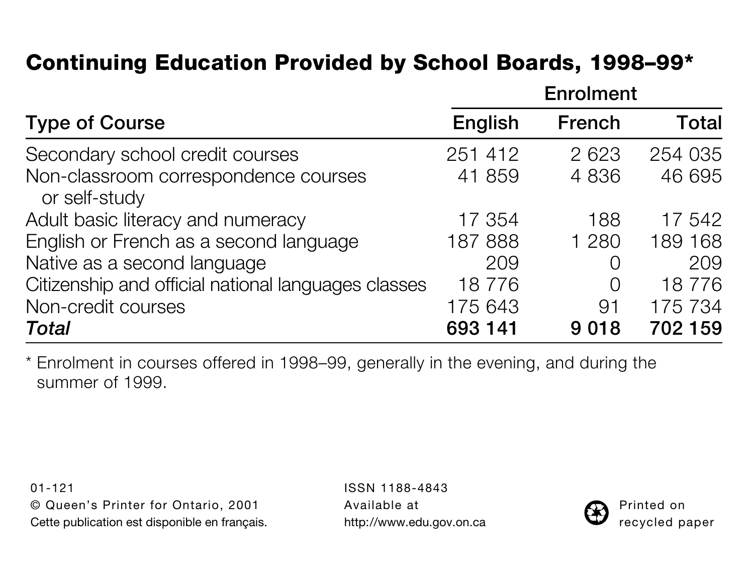## Continuing Education Provided by School Boards, 1998–99*

| Type of Course | Enrolment | | |
|---|---|---|---|
| | English | French | Total |
| Secondary school credit courses | 251 412 | 2 623 | 254 035 |
| Non-classroom correspondence courses or self-study | 41 859 | 4 836 | 46 695 |
| Adult basic literacy and numeracy | 17 354 | 188 | 17 542 |
| English or French as a second language | 187 888 | 1 280 | 189 168 |
| Native as a second language | 209 | 0 | 209 |
| Citizenship and official national languages classes | 18 776 | 0 | 18 776 |
| Non-credit courses | 175 643 | 91 | 175 734 |
| ***Total*** | **693 141** | **9 018** | **702 159** |

* Enrolment in courses offered in 1998–99, generally in the evening, and during the summer of 1999.

01-121
© Queen's Printer for Ontario, 2001
Cette publication est disponible en français.

ISSN 1188-4843
Available at
http://www.edu.gov.on.ca

Printed on recycled paper